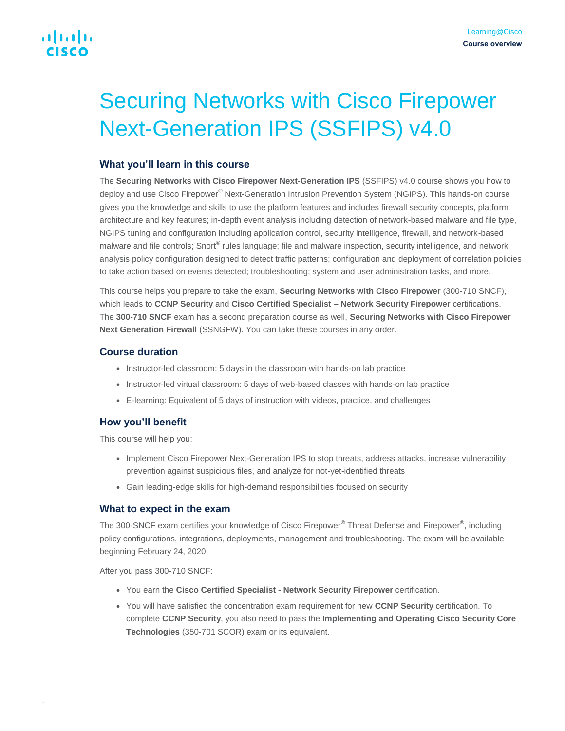# Securing Networks with Cisco Firepower Next-Generation IPS (SSFIPS) v4.0

## What you'll learn in this course

The **Securing Networks with Cisco Firepower Next-Generation IPS** (SSFIPS) v4.0 course shows you how to deploy and use Cisco Firepower® Next-Generation Intrusion Prevention System (NGIPS). This hands-on course gives you the knowledge and skills to use the platform features and includes firewall security concepts, platform architecture and key features; in-depth event analysis including detection of network-based malware and file type, NGIPS tuning and configuration including application control, security intelligence, firewall, and network-based malware and file controls; Snort® rules language; file and malware inspection, security intelligence, and network analysis policy configuration designed to detect traffic patterns; configuration and deployment of correlation policies to take action based on events detected; troubleshooting; system and user administration tasks, and more.

This course helps you prepare to take the exam, **Securing Networks with Cisco Firepower** (300-710 SNCF), which leads to **CCNP Security** and **Cisco Certified Specialist – Network Security Firepower** certifications. The **300-710 SNCF** exam has a second preparation course as well, **Securing Networks with Cisco Firepower Next Generation Firewall** (SSNGFW). You can take these courses in any order.

## Course duration

- Instructor-led classroom: 5 days in the classroom with hands-on lab practice
- Instructor-led virtual classroom: 5 days of web-based classes with hands-on lab practice
- E-learning: Equivalent of 5 days of instruction with videos, practice, and challenges

## How you'll benefit

This course will help you:

- Implement Cisco Firepower Next-Generation IPS to stop threats, address attacks, increase vulnerability prevention against suspicious files, and analyze for not-yet-identified threats
- Gain leading-edge skills for high-demand responsibilities focused on security

## What to expect in the exam

The 300-SNCF exam certifies your knowledge of Cisco Firepower® Threat Defense and Firepower®, including policy configurations, integrations, deployments, management and troubleshooting. The exam will be available beginning February 24, 2020.

After you pass 300-710 SNCF:

- You earn the **Cisco Certified Specialist - Network Security Firepower** certification.
- You will have satisfied the concentration exam requirement for new **CCNP Security** certification. To complete **CCNP Security**, you also need to pass the **Implementing and Operating Cisco Security Core Technologies** (350-701 SCOR) exam or its equivalent.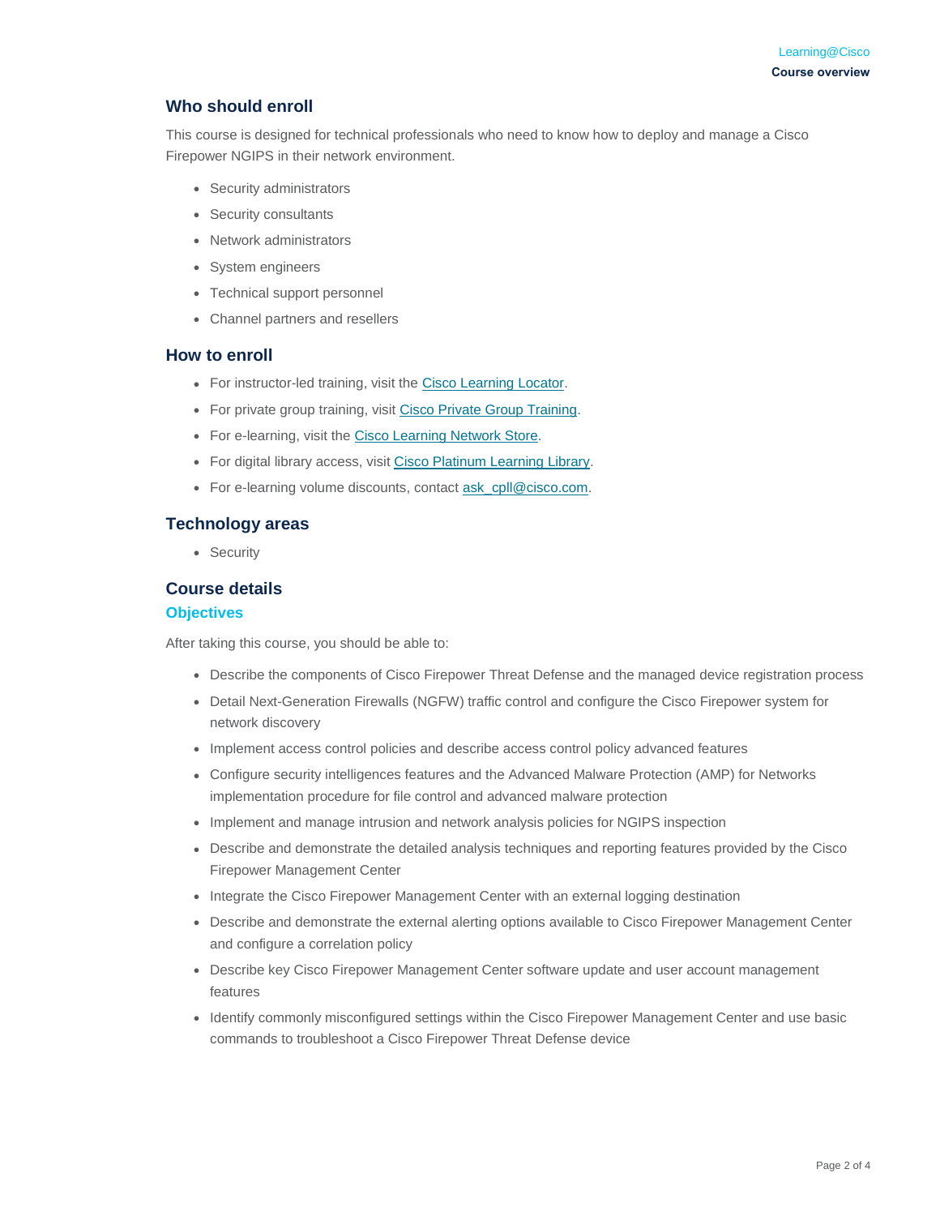## Who should enroll

This course is designed for technical professionals who need to know how to deploy and manage a Cisco Firepower NGIPS in their network environment.

- Security administrators
- Security consultants
- Network administrators
- System engineers
- Technical support personnel
- Channel partners and resellers

## How to enroll

- For instructor-led training, visit the Cisco Learning Locator.
- For private group training, visit Cisco Private Group Training.
- For e-learning, visit the Cisco Learning Network Store.
- For digital library access, visit Cisco Platinum Learning Library.
- For e-learning volume discounts, contact ask_cpll@cisco.com.

## Technology areas

- Security

## Course details

### Objectives

After taking this course, you should be able to:

- Describe the components of Cisco Firepower Threat Defense and the managed device registration process
- Detail Next-Generation Firewalls (NGFW) traffic control and configure the Cisco Firepower system for network discovery
- Implement access control policies and describe access control policy advanced features
- Configure security intelligences features and the Advanced Malware Protection (AMP) for Networks implementation procedure for file control and advanced malware protection
- Implement and manage intrusion and network analysis policies for NGIPS inspection
- Describe and demonstrate the detailed analysis techniques and reporting features provided by the Cisco Firepower Management Center
- Integrate the Cisco Firepower Management Center with an external logging destination
- Describe and demonstrate the external alerting options available to Cisco Firepower Management Center and configure a correlation policy
- Describe key Cisco Firepower Management Center software update and user account management features
- Identify commonly misconfigured settings within the Cisco Firepower Management Center and use basic commands to troubleshoot a Cisco Firepower Threat Defense device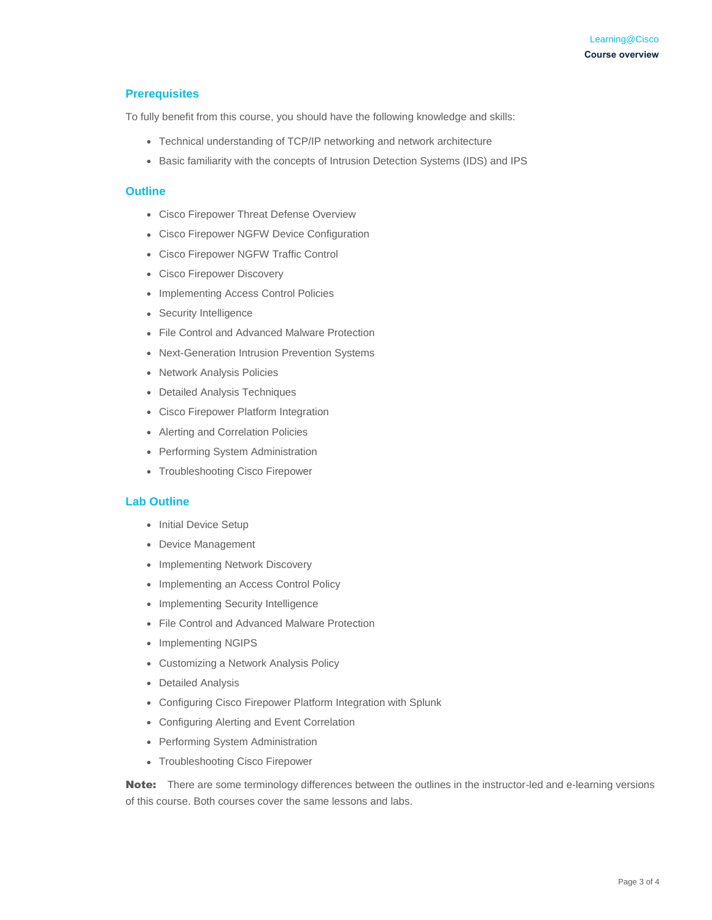## Prerequisites

To fully benefit from this course, you should have the following knowledge and skills:

- Technical understanding of TCP/IP networking and network architecture
- Basic familiarity with the concepts of Intrusion Detection Systems (IDS) and IPS

## Outline

- Cisco Firepower Threat Defense Overview
- Cisco Firepower NGFW Device Configuration
- Cisco Firepower NGFW Traffic Control
- Cisco Firepower Discovery
- Implementing Access Control Policies
- Security Intelligence
- File Control and Advanced Malware Protection
- Next-Generation Intrusion Prevention Systems
- Network Analysis Policies
- Detailed Analysis Techniques
- Cisco Firepower Platform Integration
- Alerting and Correlation Policies
- Performing System Administration
- Troubleshooting Cisco Firepower

## Lab Outline

- Initial Device Setup
- Device Management
- Implementing Network Discovery
- Implementing an Access Control Policy
- Implementing Security Intelligence
- File Control and Advanced Malware Protection
- Implementing NGIPS
- Customizing a Network Analysis Policy
- Detailed Analysis
- Configuring Cisco Firepower Platform Integration with Splunk
- Configuring Alerting and Event Correlation
- Performing System Administration
- Troubleshooting Cisco Firepower

**Note:** There are some terminology differences between the outlines in the instructor-led and e-learning versions of this course. Both courses cover the same lessons and labs.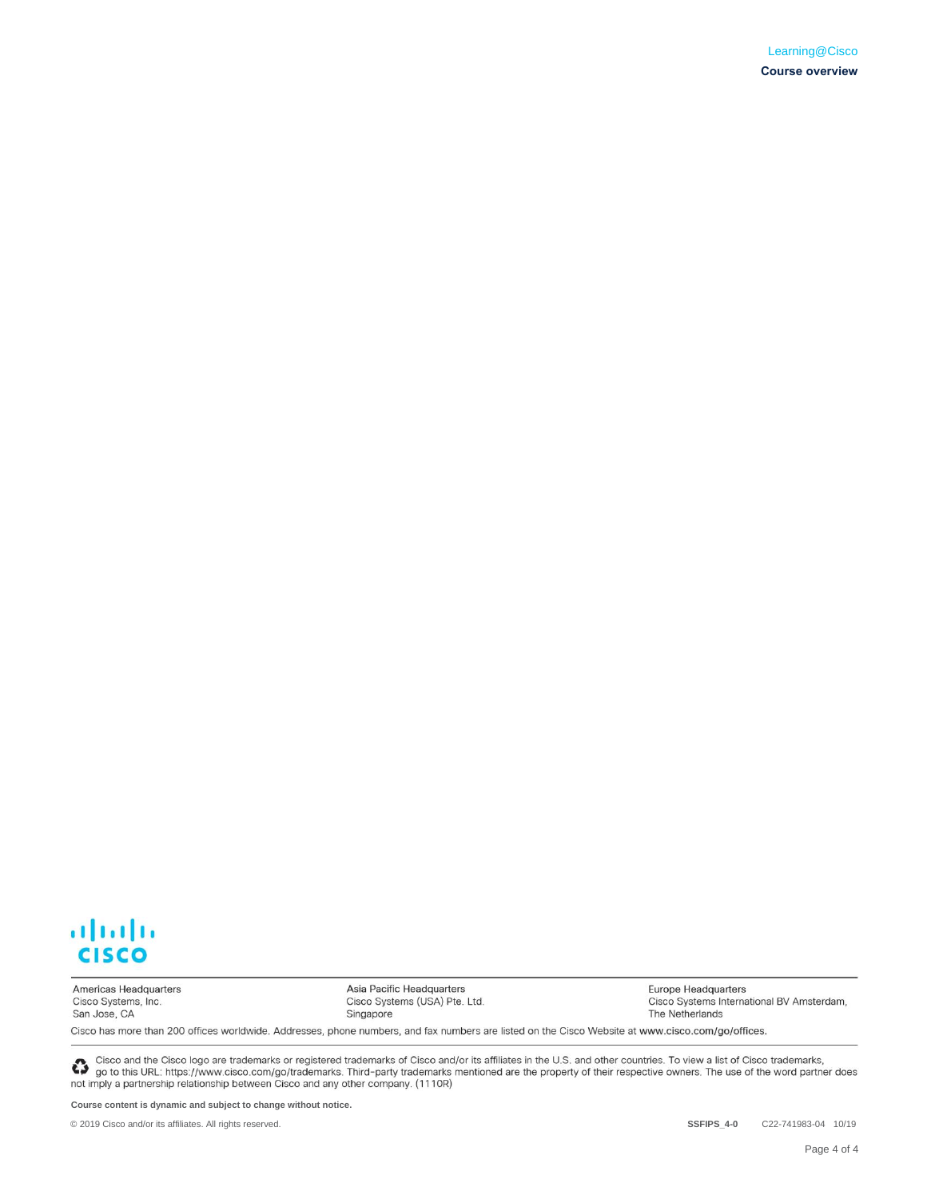Americas Headquarters
Cisco Systems, Inc.
San Jose, CA

Asia Pacific Headquarters
Cisco Systems (USA) Pte. Ltd.
Singapore

Europe Headquarters
Cisco Systems International BV Amsterdam,
The Netherlands

Cisco has more than 200 offices worldwide. Addresses, phone numbers, and fax numbers are listed on the Cisco Website at www.cisco.com/go/offices.

Cisco and the Cisco logo are trademarks or registered trademarks of Cisco and/or its affiliates in the U.S. and other countries. To view a list of Cisco trademarks, go to this URL: https://www.cisco.com/go/trademarks. Third-party trademarks mentioned are the property of their respective owners. The use of the word partner does not imply a partnership relationship between Cisco and any other company. (1110R)

**Course content is dynamic and subject to change without notice.**

© 2019 Cisco and/or its affiliates. All rights reserved.

**SSFIPS_4-0** C22-741983-04 10/19